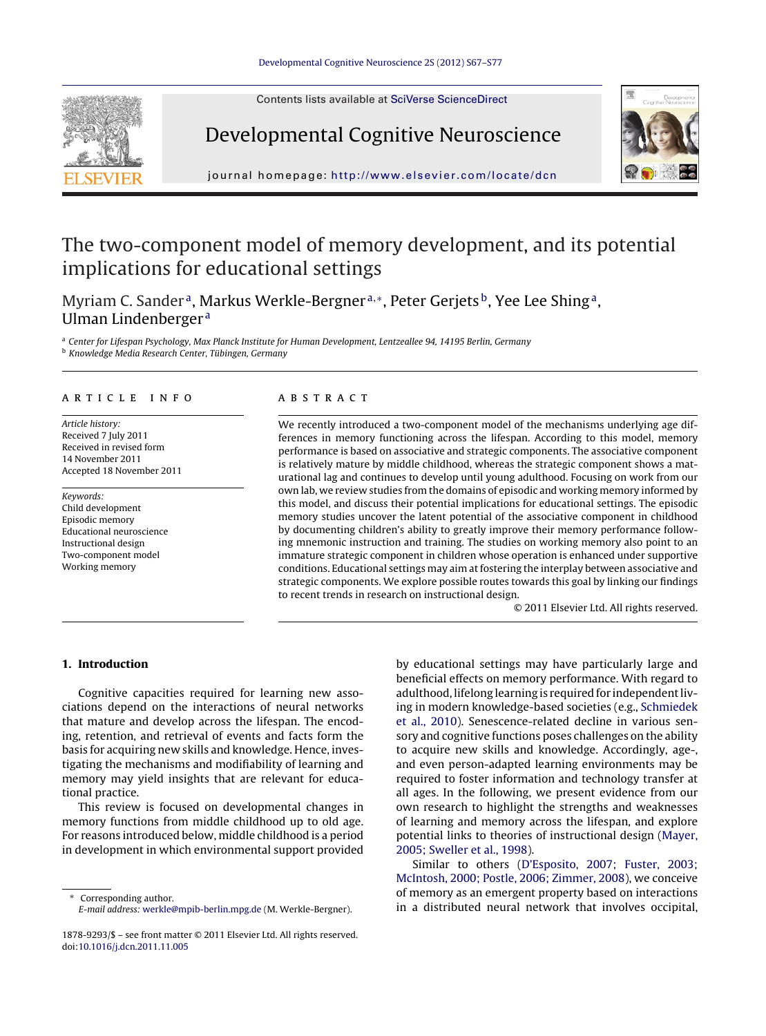Contents lists available at SciVerse ScienceDirect

# Developmental Cognitive Neuroscience

journal homepage: http://www.elsevier.com/locate/dcn

# The two-component model of memory development, and its potential implications for educational settings

Myriam C. Sander[a], Markus Werkle-Bergner[a,*], Peter Gerjets[b], Yee Lee Shing[a], Ulman Lindenberger[a]

[a] Center for Lifespan Psychology, Max Planck Institute for Human Development, Lentzeallee 94, 14195 Berlin, Germany
[b] Knowledge Media Research Center, Tübingen, Germany

## ARTICLE INFO

*Article history:*
Received 7 July 2011
Received in revised form
14 November 2011
Accepted 18 November 2011

*Keywords:*
Child development
Episodic memory
Educational neuroscience
Instructional design
Two-component model
Working memory

## ABSTRACT

We recently introduced a two-component model of the mechanisms underlying age differences in memory functioning across the lifespan. According to this model, memory performance is based on associative and strategic components. The associative component is relatively mature by middle childhood, whereas the strategic component shows a maturational lag and continues to develop until young adulthood. Focusing on work from our own lab, we review studies from the domains of episodic and working memory informed by this model, and discuss their potential implications for educational settings. The episodic memory studies uncover the latent potential of the associative component in childhood by documenting children's ability to greatly improve their memory performance following mnemonic instruction and training. The studies on working memory also point to an immature strategic component in children whose operation is enhanced under supportive conditions. Educational settings may aim at fostering the interplay between associative and strategic components. We explore possible routes towards this goal by linking our findings to recent trends in research on instructional design.

© 2011 Elsevier Ltd. All rights reserved.

## 1. Introduction

Cognitive capacities required for learning new associations depend on the interactions of neural networks that mature and develop across the lifespan. The encoding, retention, and retrieval of events and facts form the basis for acquiring new skills and knowledge. Hence, investigating the mechanisms and modifiability of learning and memory may yield insights that are relevant for educational practice.

This review is focused on developmental changes in memory functions from middle childhood up to old age. For reasons introduced below, middle childhood is a period in development in which environmental support provided by educational settings may have particularly large and beneficial effects on memory performance. With regard to adulthood, lifelong learning is required for independent living in modern knowledge-based societies (e.g., Schmiedek et al., 2010). Senescence-related decline in various sensory and cognitive functions poses challenges on the ability to acquire new skills and knowledge. Accordingly, age-, and even person-adapted learning environments may be required to foster information and technology transfer at all ages. In the following, we present evidence from our own research to highlight the strengths and weaknesses of learning and memory across the lifespan, and explore potential links to theories of instructional design (Mayer, 2005; Sweller et al., 1998).

Similar to others (D'Esposito, 2007; Fuster, 2003; McIntosh, 2000; Postle, 2006; Zimmer, 2008), we conceive of memory as an emergent property based on interactions in a distributed neural network that involves occipital,

\* Corresponding author.
*E-mail address:* werkle@mpib-berlin.mpg.de (M. Werkle-Bergner).

1878-9293/$ – see front matter © 2011 Elsevier Ltd. All rights reserved.
doi:10.1016/j.dcn.2011.11.005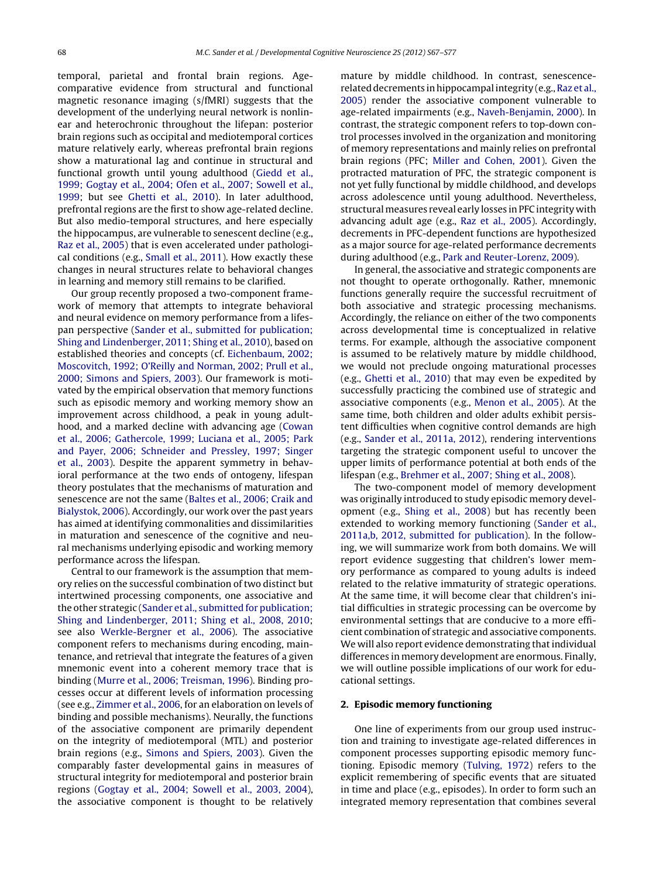temporal, parietal and frontal brain regions. Age-comparative evidence from structural and functional magnetic resonance imaging (s/fMRI) suggests that the development of the underlying neural network is nonlinear and heterochronic throughout the lifepan: posterior brain regions such as occipital and mediotemporal cortices mature relatively early, whereas prefrontal brain regions show a maturational lag and continue in structural and functional growth until young adulthood (Giedd et al., 1999; Gogtay et al., 2004; Ofen et al., 2007; Sowell et al., 1999; but see Ghetti et al., 2010). In later adulthood, prefrontal regions are the first to show age-related decline. But also medio-temporal structures, and here especially the hippocampus, are vulnerable to senescent decline (e.g., Raz et al., 2005) that is even accelerated under pathological conditions (e.g., Small et al., 2011). How exactly these changes in neural structures relate to behavioral changes in learning and memory still remains to be clarified.

Our group recently proposed a two-component framework of memory that attempts to integrate behavioral and neural evidence on memory performance from a lifespan perspective (Sander et al., submitted for publication; Shing and Lindenberger, 2011; Shing et al., 2010), based on established theories and concepts (cf. Eichenbaum, 2002; Moscovitch, 1992; O'Reilly and Norman, 2002; Prull et al., 2000; Simons and Spiers, 2003). Our framework is motivated by the empirical observation that memory functions such as episodic memory and working memory show an improvement across childhood, a peak in young adulthood, and a marked decline with advancing age (Cowan et al., 2006; Gathercole, 1999; Luciana et al., 2005; Park and Payer, 2006; Schneider and Pressley, 1997; Singer et al., 2003). Despite the apparent symmetry in behavioral performance at the two ends of ontogeny, lifespan theory postulates that the mechanisms of maturation and senescence are not the same (Baltes et al., 2006; Craik and Bialystok, 2006). Accordingly, our work over the past years has aimed at identifying commonalities and dissimilarities in maturation and senescence of the cognitive and neural mechanisms underlying episodic and working memory performance across the lifespan.

Central to our framework is the assumption that memory relies on the successful combination of two distinct but intertwined processing components, one associative and the other strategic (Sander et al., submitted for publication; Shing and Lindenberger, 2011; Shing et al., 2008, 2010; see also Werkle-Bergner et al., 2006). The associative component refers to mechanisms during encoding, maintenance, and retrieval that integrate the features of a given mnemonic event into a coherent memory trace that is binding (Murre et al., 2006; Treisman, 1996). Binding processes occur at different levels of information processing (see e.g., Zimmer et al., 2006, for an elaboration on levels of binding and possible mechanisms). Neurally, the functions of the associative component are primarily dependent on the integrity of mediotemporal (MTL) and posterior brain regions (e.g., Simons and Spiers, 2003). Given the comparably faster developmental gains in measures of structural integrity for mediotemporal and posterior brain regions (Gogtay et al., 2004; Sowell et al., 2003, 2004), the associative component is thought to be relatively mature by middle childhood. In contrast, senescence-related decrements in hippocampal integrity (e.g., Raz et al., 2005) render the associative component vulnerable to age-related impairments (e.g., Naveh-Benjamin, 2000). In contrast, the strategic component refers to top-down control processes involved in the organization and monitoring of memory representations and mainly relies on prefrontal brain regions (PFC; Miller and Cohen, 2001). Given the protracted maturation of PFC, the strategic component is not yet fully functional by middle childhood, and develops across adolescence until young adulthood. Nevertheless, structural measures reveal early losses in PFC integrity with advancing adult age (e.g., Raz et al., 2005). Accordingly, decrements in PFC-dependent functions are hypothesized as a major source for age-related performance decrements during adulthood (e.g., Park and Reuter-Lorenz, 2009).

In general, the associative and strategic components are not thought to operate orthogonally. Rather, mnemonic functions generally require the successful recruitment of both associative and strategic processing mechanisms. Accordingly, the reliance on either of the two components across developmental time is conceptualized in relative terms. For example, although the associative component is assumed to be relatively mature by middle childhood, we would not preclude ongoing maturational processes (e.g., Ghetti et al., 2010) that may even be expedited by successfully practicing the combined use of strategic and associative components (e.g., Menon et al., 2005). At the same time, both children and older adults exhibit persistent difficulties when cognitive control demands are high (e.g., Sander et al., 2011a, 2012), rendering interventions targeting the strategic component useful to uncover the upper limits of performance potential at both ends of the lifespan (e.g., Brehmer et al., 2007; Shing et al., 2008).

The two-component model of memory development was originally introduced to study episodic memory development (e.g., Shing et al., 2008) but has recently been extended to working memory functioning (Sander et al., 2011a,b, 2012, submitted for publication). In the following, we will summarize work from both domains. We will report evidence suggesting that children's lower memory performance as compared to young adults is indeed related to the relative immaturity of strategic operations. At the same time, it will become clear that children's initial difficulties in strategic processing can be overcome by environmental settings that are conducive to a more efficient combination of strategic and associative components. We will also report evidence demonstrating that individual differences in memory development are enormous. Finally, we will outline possible implications of our work for educational settings.

## 2. Episodic memory functioning

One line of experiments from our group used instruction and training to investigate age-related differences in component processes supporting episodic memory functioning. Episodic memory (Tulving, 1972) refers to the explicit remembering of specific events that are situated in time and place (e.g., episodes). In order to form such an integrated memory representation that combines several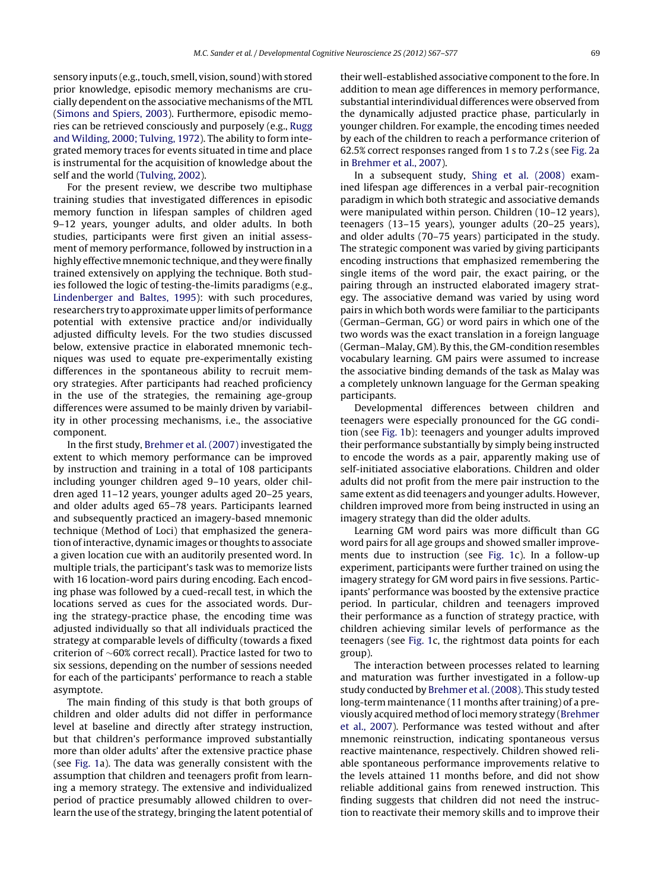sensory inputs (e.g., touch, smell, vision, sound) with stored prior knowledge, episodic memory mechanisms are crucially dependent on the associative mechanisms of the MTL (Simons and Spiers, 2003). Furthermore, episodic memories can be retrieved consciously and purposely (e.g., Rugg and Wilding, 2000; Tulving, 1972). The ability to form integrated memory traces for events situated in time and place is instrumental for the acquisition of knowledge about the self and the world (Tulving, 2002).

For the present review, we describe two multiphase training studies that investigated differences in episodic memory function in lifespan samples of children aged 9–12 years, younger adults, and older adults. In both studies, participants were first given an initial assessment of memory performance, followed by instruction in a highly effective mnemonic technique, and they were finally trained extensively on applying the technique. Both studies followed the logic of testing-the-limits paradigms (e.g., Lindenberger and Baltes, 1995): with such procedures, researchers try to approximate upper limits of performance potential with extensive practice and/or individually adjusted difficulty levels. For the two studies discussed below, extensive practice in elaborated mnemonic techniques was used to equate pre-experimentally existing differences in the spontaneous ability to recruit memory strategies. After participants had reached proficiency in the use of the strategies, the remaining age-group differences were assumed to be mainly driven by variability in other processing mechanisms, i.e., the associative component.

In the first study, Brehmer et al. (2007) investigated the extent to which memory performance can be improved by instruction and training in a total of 108 participants including younger children aged 9–10 years, older children aged 11–12 years, younger adults aged 20–25 years, and older adults aged 65–78 years. Participants learned and subsequently practiced an imagery-based mnemonic technique (Method of Loci) that emphasized the generation of interactive, dynamic images or thoughts to associate a given location cue with an auditorily presented word. In multiple trials, the participant's task was to memorize lists with 16 location-word pairs during encoding. Each encoding phase was followed by a cued-recall test, in which the locations served as cues for the associated words. During the strategy-practice phase, the encoding time was adjusted individually so that all individuals practiced the strategy at comparable levels of difficulty (towards a fixed criterion of ~60% correct recall). Practice lasted for two to six sessions, depending on the number of sessions needed for each of the participants' performance to reach a stable asymptote.

The main finding of this study is that both groups of children and older adults did not differ in performance level at baseline and directly after strategy instruction, but that children's performance improved substantially more than older adults' after the extensive practice phase (see Fig. 1a). The data was generally consistent with the assumption that children and teenagers profit from learning a memory strategy. The extensive and individualized period of practice presumably allowed children to overlearn the use of the strategy, bringing the latent potential of their well-established associative component to the fore. In addition to mean age differences in memory performance, substantial interindividual differences were observed from the dynamically adjusted practice phase, particularly in younger children. For example, the encoding times needed by each of the children to reach a performance criterion of 62.5% correct responses ranged from 1 s to 7.2 s (see Fig. 2a in Brehmer et al., 2007).

In a subsequent study, Shing et al. (2008) examined lifespan age differences in a verbal pair-recognition paradigm in which both strategic and associative demands were manipulated within person. Children (10–12 years), teenagers (13–15 years), younger adults (20–25 years), and older adults (70–75 years) participated in the study. The strategic component was varied by giving participants encoding instructions that emphasized remembering the single items of the word pair, the exact pairing, or the pairing through an instructed elaborated imagery strategy. The associative demand was varied by using word pairs in which both words were familiar to the participants (German–German, GG) or word pairs in which one of the two words was the exact translation in a foreign language (German–Malay, GM). By this, the GM-condition resembles vocabulary learning. GM pairs were assumed to increase the associative binding demands of the task as Malay was a completely unknown language for the German speaking participants.

Developmental differences between children and teenagers were especially pronounced for the GG condition (see Fig. 1b): teenagers and younger adults improved their performance substantially by simply being instructed to encode the words as a pair, apparently making use of self-initiated associative elaborations. Children and older adults did not profit from the mere pair instruction to the same extent as did teenagers and younger adults. However, children improved more from being instructed in using an imagery strategy than did the older adults.

Learning GM word pairs was more difficult than GG word pairs for all age groups and showed smaller improvements due to instruction (see Fig. 1c). In a follow-up experiment, participants were further trained on using the imagery strategy for GM word pairs in five sessions. Participants' performance was boosted by the extensive practice period. In particular, children and teenagers improved their performance as a function of strategy practice, with children achieving similar levels of performance as the teenagers (see Fig. 1c, the rightmost data points for each group).

The interaction between processes related to learning and maturation was further investigated in a follow-up study conducted by Brehmer et al. (2008). This study tested long-term maintenance (11 months after training) of a previously acquired method of loci memory strategy (Brehmer et al., 2007). Performance was tested without and after mnemonic reinstruction, indicating spontaneous versus reactive maintenance, respectively. Children showed reliable spontaneous performance improvements relative to the levels attained 11 months before, and did not show reliable additional gains from renewed instruction. This finding suggests that children did not need the instruction to reactivate their memory skills and to improve their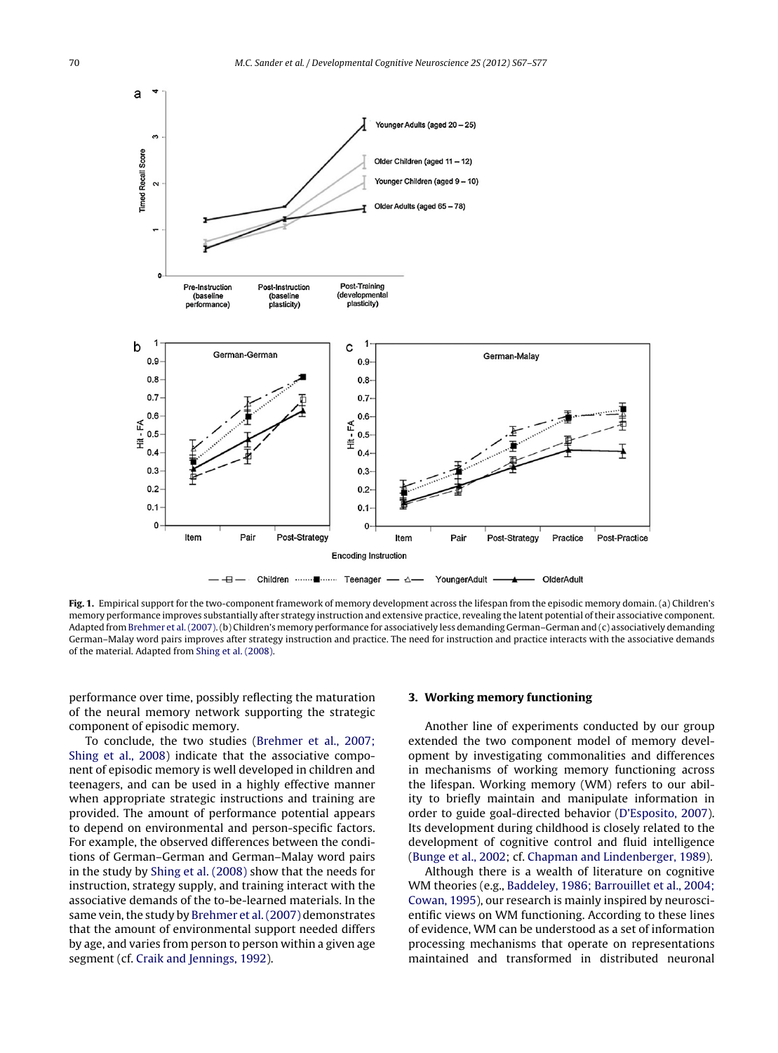**Fig. 1.** Empirical support for the two-component framework of memory development across the lifespan from the episodic memory domain. (a) Children's memory performance improves substantially after strategy instruction and extensive practice, revealing the latent potential of their associative component. Adapted from Brehmer et al. (2007). (b) Children's memory performance for associatively less demanding German–German and (c) associatively demanding German–Malay word pairs improves after strategy instruction and practice. The need for instruction and practice interacts with the associative demands of the material. Adapted from Shing et al. (2008).

performance over time, possibly reflecting the maturation of the neural memory network supporting the strategic component of episodic memory.

To conclude, the two studies (Brehmer et al., 2007; Shing et al., 2008) indicate that the associative component of episodic memory is well developed in children and teenagers, and can be used in a highly effective manner when appropriate strategic instructions and training are provided. The amount of performance potential appears to depend on environmental and person-specific factors. For example, the observed differences between the conditions of German–German and German–Malay word pairs in the study by Shing et al. (2008) show that the needs for instruction, strategy supply, and training interact with the associative demands of the to-be-learned materials. In the same vein, the study by Brehmer et al. (2007) demonstrates that the amount of environmental support needed differs by age, and varies from person to person within a given age segment (cf. Craik and Jennings, 1992).

## 3. Working memory functioning

Another line of experiments conducted by our group extended the two component model of memory development by investigating commonalities and differences in mechanisms of working memory functioning across the lifespan. Working memory (WM) refers to our ability to briefly maintain and manipulate information in order to guide goal-directed behavior (D'Esposito, 2007). Its development during childhood is closely related to the development of cognitive control and fluid intelligence (Bunge et al., 2002; cf. Chapman and Lindenberger, 1989).

Although there is a wealth of literature on cognitive WM theories (e.g., Baddeley, 1986; Barrouillet et al., 2004; Cowan, 1995), our research is mainly inspired by neuroscientific views on WM functioning. According to these lines of evidence, WM can be understood as a set of information processing mechanisms that operate on representations maintained and transformed in distributed neuronal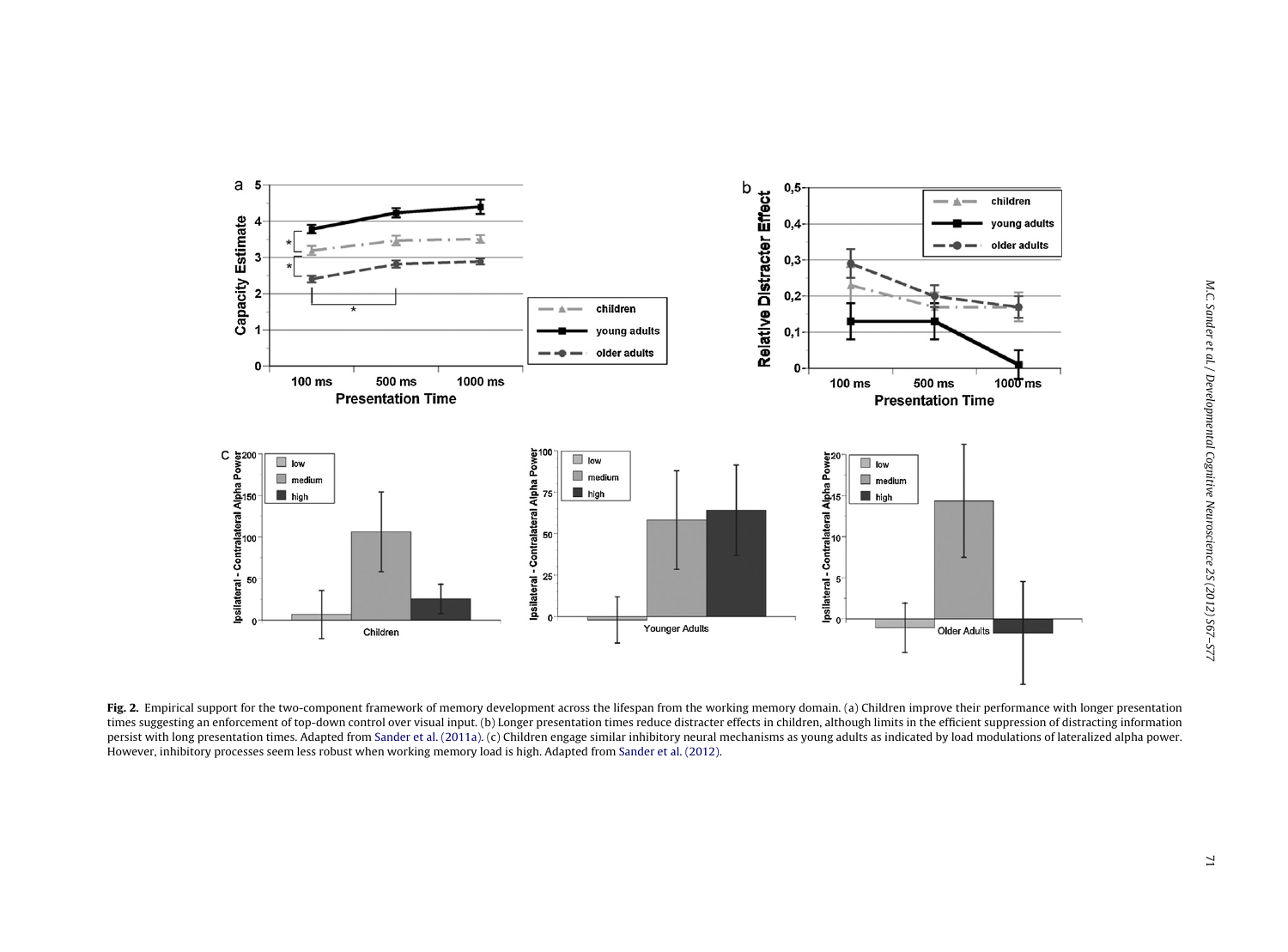**Fig. 2.** Empirical support for the two-component framework of memory development across the lifespan from the working memory domain. (a) Children improve their performance with longer presentation times suggesting an enforcement of top-down control over visual input. (b) Longer presentation times reduce distracter effects in children, although limits in the efficient suppression of distracting information persist with long presentation times. Adapted from Sander et al. (2011a). (c) Children engage similar inhibitory neural mechanisms as young adults as indicated by load modulations of lateralized alpha power. However, inhibitory processes seem less robust when working memory load is high. Adapted from Sander et al. (2012).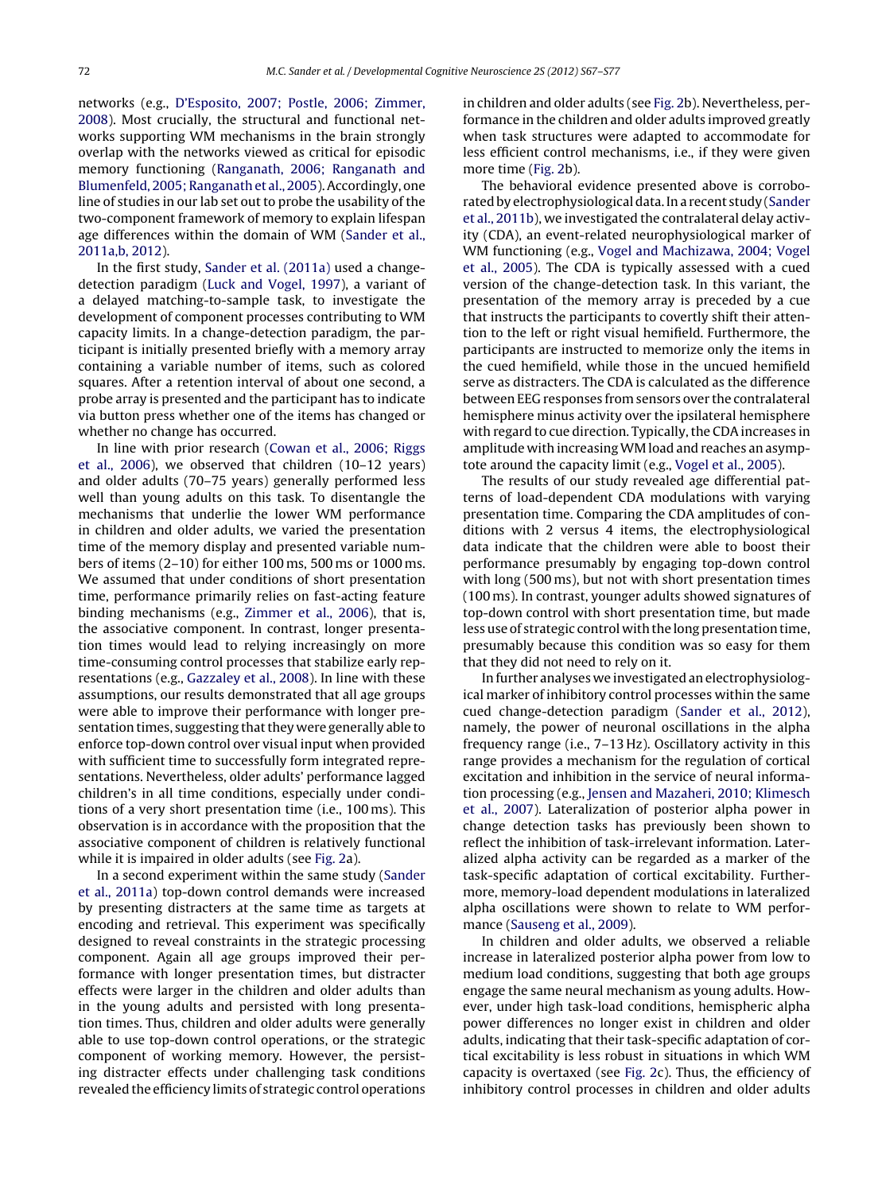networks (e.g., D'Esposito, 2007; Postle, 2006; Zimmer, 2008). Most crucially, the structural and functional networks supporting WM mechanisms in the brain strongly overlap with the networks viewed as critical for episodic memory functioning (Ranganath, 2006; Ranganath and Blumenfeld, 2005; Ranganath et al., 2005). Accordingly, one line of studies in our lab set out to probe the usability of the two-component framework of memory to explain lifespan age differences within the domain of WM (Sander et al., 2011a,b, 2012).

In the first study, Sander et al. (2011a) used a change-detection paradigm (Luck and Vogel, 1997), a variant of a delayed matching-to-sample task, to investigate the development of component processes contributing to WM capacity limits. In a change-detection paradigm, the participant is initially presented briefly with a memory array containing a variable number of items, such as colored squares. After a retention interval of about one second, a probe array is presented and the participant has to indicate via button press whether one of the items has changed or whether no change has occurred.

In line with prior research (Cowan et al., 2006; Riggs et al., 2006), we observed that children (10–12 years) and older adults (70–75 years) generally performed less well than young adults on this task. To disentangle the mechanisms that underlie the lower WM performance in children and older adults, we varied the presentation time of the memory display and presented variable numbers of items (2–10) for either 100 ms, 500 ms or 1000 ms. We assumed that under conditions of short presentation time, performance primarily relies on fast-acting feature binding mechanisms (e.g., Zimmer et al., 2006), that is, the associative component. In contrast, longer presentation times would lead to relying increasingly on more time-consuming control processes that stabilize early representations (e.g., Gazzaley et al., 2008). In line with these assumptions, our results demonstrated that all age groups were able to improve their performance with longer presentation times, suggesting that they were generally able to enforce top-down control over visual input when provided with sufficient time to successfully form integrated representations. Nevertheless, older adults' performance lagged children's in all time conditions, especially under conditions of a very short presentation time (i.e., 100 ms). This observation is in accordance with the proposition that the associative component of children is relatively functional while it is impaired in older adults (see Fig. 2a).

In a second experiment within the same study (Sander et al., 2011a) top-down control demands were increased by presenting distracters at the same time as targets at encoding and retrieval. This experiment was specifically designed to reveal constraints in the strategic processing component. Again all age groups improved their performance with longer presentation times, but distracter effects were larger in the children and older adults than in the young adults and persisted with long presentation times. Thus, children and older adults were generally able to use top-down control operations, or the strategic component of working memory. However, the persisting distracter effects under challenging task conditions revealed the efficiency limits of strategic control operations in children and older adults (see Fig. 2b). Nevertheless, performance in the children and older adults improved greatly when task structures were adapted to accommodate for less efficient control mechanisms, i.e., if they were given more time (Fig. 2b).

The behavioral evidence presented above is corroborated by electrophysiological data. In a recent study (Sander et al., 2011b), we investigated the contralateral delay activity (CDA), an event-related neurophysiological marker of WM functioning (e.g., Vogel and Machizawa, 2004; Vogel et al., 2005). The CDA is typically assessed with a cued version of the change-detection task. In this variant, the presentation of the memory array is preceded by a cue that instructs the participants to covertly shift their attention to the left or right visual hemifield. Furthermore, the participants are instructed to memorize only the items in the cued hemifield, while those in the uncued hemifield serve as distracters. The CDA is calculated as the difference between EEG responses from sensors over the contralateral hemisphere minus activity over the ipsilateral hemisphere with regard to cue direction. Typically, the CDA increases in amplitude with increasing WM load and reaches an asymptote around the capacity limit (e.g., Vogel et al., 2005).

The results of our study revealed age differential patterns of load-dependent CDA modulations with varying presentation time. Comparing the CDA amplitudes of conditions with 2 versus 4 items, the electrophysiological data indicate that the children were able to boost their performance presumably by engaging top-down control with long (500 ms), but not with short presentation times (100 ms). In contrast, younger adults showed signatures of top-down control with short presentation time, but made less use of strategic control with the long presentation time, presumably because this condition was so easy for them that they did not need to rely on it.

In further analyses we investigated an electrophysiological marker of inhibitory control processes within the same cued change-detection paradigm (Sander et al., 2012), namely, the power of neuronal oscillations in the alpha frequency range (i.e., 7–13 Hz). Oscillatory activity in this range provides a mechanism for the regulation of cortical excitation and inhibition in the service of neural information processing (e.g., Jensen and Mazaheri, 2010; Klimesch et al., 2007). Lateralization of posterior alpha power in change detection tasks has previously been shown to reflect the inhibition of task-irrelevant information. Lateralized alpha activity can be regarded as a marker of the task-specific adaptation of cortical excitability. Furthermore, memory-load dependent modulations in lateralized alpha oscillations were shown to relate to WM performance (Sauseng et al., 2009).

In children and older adults, we observed a reliable increase in lateralized posterior alpha power from low to medium load conditions, suggesting that both age groups engage the same neural mechanism as young adults. However, under high task-load conditions, hemispheric alpha power differences no longer exist in children and older adults, indicating that their task-specific adaptation of cortical excitability is less robust in situations in which WM capacity is overtaxed (see Fig. 2c). Thus, the efficiency of inhibitory control processes in children and older adults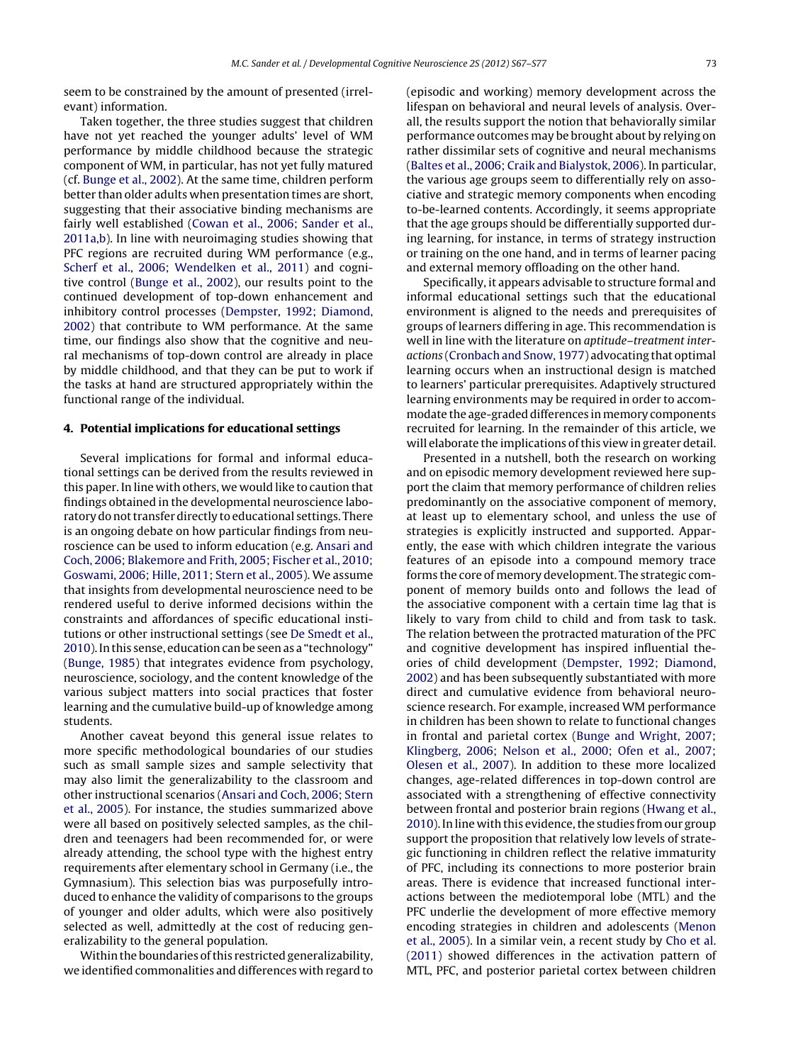seem to be constrained by the amount of presented (irrelevant) information.

Taken together, the three studies suggest that children have not yet reached the younger adults' level of WM performance by middle childhood because the strategic component of WM, in particular, has not yet fully matured (cf. Bunge et al., 2002). At the same time, children perform better than older adults when presentation times are short, suggesting that their associative binding mechanisms are fairly well established (Cowan et al., 2006; Sander et al., 2011a,b). In line with neuroimaging studies showing that PFC regions are recruited during WM performance (e.g., Scherf et al., 2006; Wendelken et al., 2011) and cognitive control (Bunge et al., 2002), our results point to the continued development of top-down enhancement and inhibitory control processes (Dempster, 1992; Diamond, 2002) that contribute to WM performance. At the same time, our findings also show that the cognitive and neural mechanisms of top-down control are already in place by middle childhood, and that they can be put to work if the tasks at hand are structured appropriately within the functional range of the individual.

## 4. Potential implications for educational settings

Several implications for formal and informal educational settings can be derived from the results reviewed in this paper. In line with others, we would like to caution that findings obtained in the developmental neuroscience laboratory do not transfer directly to educational settings. There is an ongoing debate on how particular findings from neuroscience can be used to inform education (e.g. Ansari and Coch, 2006; Blakemore and Frith, 2005; Fischer et al., 2010; Goswami, 2006; Hille, 2011; Stern et al., 2005). We assume that insights from developmental neuroscience need to be rendered useful to derive informed decisions within the constraints and affordances of specific educational institutions or other instructional settings (see De Smedt et al., 2010). In this sense, education can be seen as a "technology" (Bunge, 1985) that integrates evidence from psychology, neuroscience, sociology, and the content knowledge of the various subject matters into social practices that foster learning and the cumulative build-up of knowledge among students.

Another caveat beyond this general issue relates to more specific methodological boundaries of our studies such as small sample sizes and sample selectivity that may also limit the generalizability to the classroom and other instructional scenarios (Ansari and Coch, 2006; Stern et al., 2005). For instance, the studies summarized above were all based on positively selected samples, as the children and teenagers had been recommended for, or were already attending, the school type with the highest entry requirements after elementary school in Germany (i.e., the Gymnasium). This selection bias was purposefully introduced to enhance the validity of comparisons to the groups of younger and older adults, which were also positively selected as well, admittedly at the cost of reducing generalizability to the general population.

Within the boundaries of this restricted generalizability, we identified commonalities and differences with regard to (episodic and working) memory development across the lifespan on behavioral and neural levels of analysis. Overall, the results support the notion that behaviorally similar performance outcomes may be brought about by relying on rather dissimilar sets of cognitive and neural mechanisms (Baltes et al., 2006; Craik and Bialystok, 2006). In particular, the various age groups seem to differentially rely on associative and strategic memory components when encoding to-be-learned contents. Accordingly, it seems appropriate that the age groups should be differentially supported during learning, for instance, in terms of strategy instruction or training on the one hand, and in terms of learner pacing and external memory offloading on the other hand.

Specifically, it appears advisable to structure formal and informal educational settings such that the educational environment is aligned to the needs and prerequisites of groups of learners differing in age. This recommendation is well in line with the literature on *aptitude–treatment interactions* (Cronbach and Snow, 1977) advocating that optimal learning occurs when an instructional design is matched to learners' particular prerequisites. Adaptively structured learning environments may be required in order to accommodate the age-graded differences in memory components recruited for learning. In the remainder of this article, we will elaborate the implications of this view in greater detail.

Presented in a nutshell, both the research on working and on episodic memory development reviewed here support the claim that memory performance of children relies predominantly on the associative component of memory, at least up to elementary school, and unless the use of strategies is explicitly instructed and supported. Apparently, the ease with which children integrate the various features of an episode into a compound memory trace forms the core of memory development. The strategic component of memory builds onto and follows the lead of the associative component with a certain time lag that is likely to vary from child to child and from task to task. The relation between the protracted maturation of the PFC and cognitive development has inspired influential theories of child development (Dempster, 1992; Diamond, 2002) and has been subsequently substantiated with more direct and cumulative evidence from behavioral neuroscience research. For example, increased WM performance in children has been shown to relate to functional changes in frontal and parietal cortex (Bunge and Wright, 2007; Klingberg, 2006; Nelson et al., 2000; Ofen et al., 2007; Olesen et al., 2007). In addition to these more localized changes, age-related differences in top-down control are associated with a strengthening of effective connectivity between frontal and posterior brain regions (Hwang et al., 2010). In line with this evidence, the studies from our group support the proposition that relatively low levels of strategic functioning in children reflect the relative immaturity of PFC, including its connections to more posterior brain areas. There is evidence that increased functional interactions between the mediotemporal lobe (MTL) and the PFC underlie the development of more effective memory encoding strategies in children and adolescents (Menon et al., 2005). In a similar vein, a recent study by Cho et al. (2011) showed differences in the activation pattern of MTL, PFC, and posterior parietal cortex between children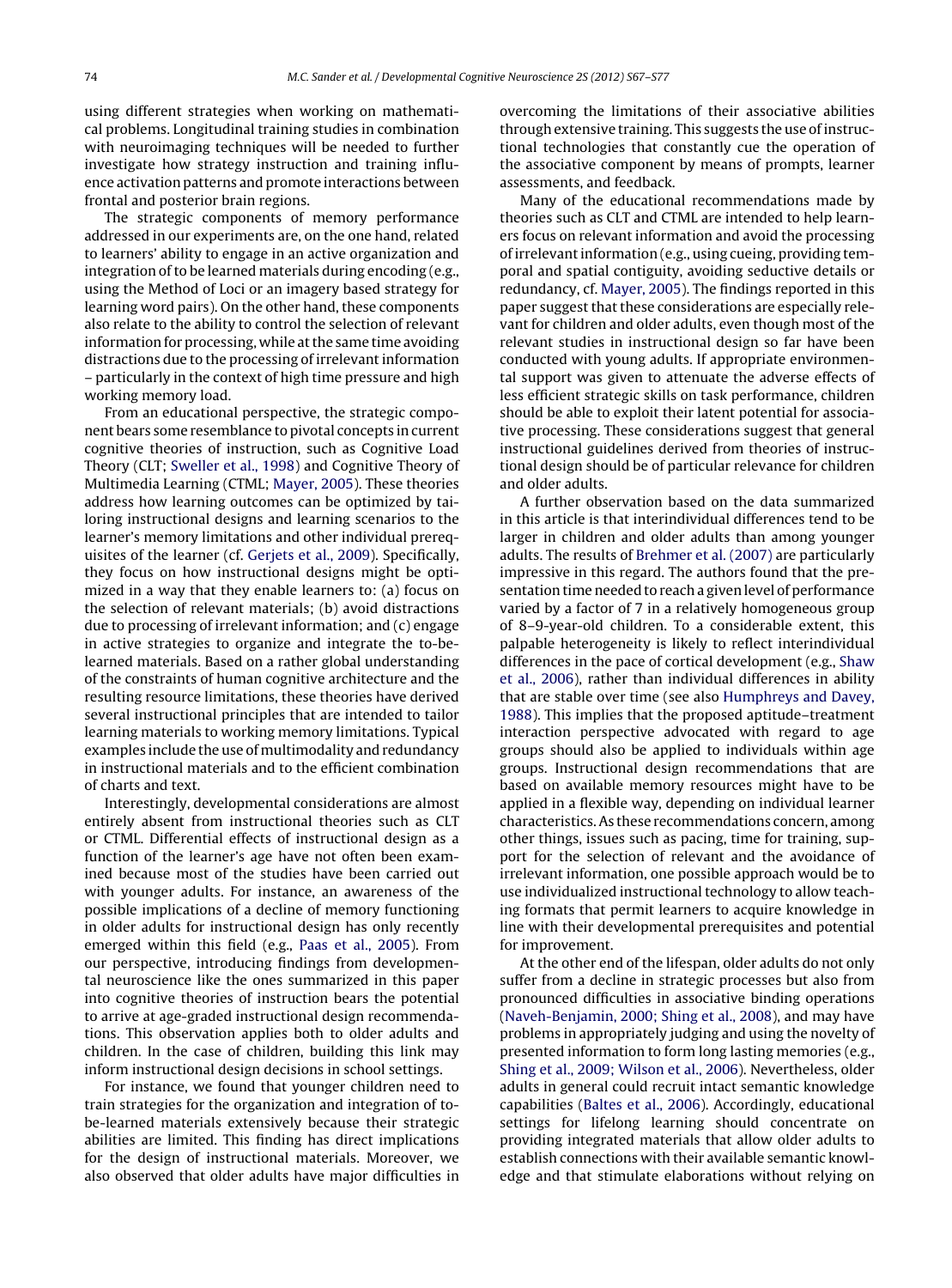using different strategies when working on mathematical problems. Longitudinal training studies in combination with neuroimaging techniques will be needed to further investigate how strategy instruction and training influence activation patterns and promote interactions between frontal and posterior brain regions.

The strategic components of memory performance addressed in our experiments are, on the one hand, related to learners' ability to engage in an active organization and integration of to be learned materials during encoding (e.g., using the Method of Loci or an imagery based strategy for learning word pairs). On the other hand, these components also relate to the ability to control the selection of relevant information for processing, while at the same time avoiding distractions due to the processing of irrelevant information – particularly in the context of high time pressure and high working memory load.

From an educational perspective, the strategic component bears some resemblance to pivotal concepts in current cognitive theories of instruction, such as Cognitive Load Theory (CLT; Sweller et al., 1998) and Cognitive Theory of Multimedia Learning (CTML; Mayer, 2005). These theories address how learning outcomes can be optimized by tailoring instructional designs and learning scenarios to the learner's memory limitations and other individual prerequisites of the learner (cf. Gerjets et al., 2009). Specifically, they focus on how instructional designs might be optimized in a way that they enable learners to: (a) focus on the selection of relevant materials; (b) avoid distractions due to processing of irrelevant information; and (c) engage in active strategies to organize and integrate the to-be-learned materials. Based on a rather global understanding of the constraints of human cognitive architecture and the resulting resource limitations, these theories have derived several instructional principles that are intended to tailor learning materials to working memory limitations. Typical examples include the use of multimodality and redundancy in instructional materials and to the efficient combination of charts and text.

Interestingly, developmental considerations are almost entirely absent from instructional theories such as CLT or CTML. Differential effects of instructional design as a function of the learner's age have not often been examined because most of the studies have been carried out with younger adults. For instance, an awareness of the possible implications of a decline of memory functioning in older adults for instructional design has only recently emerged within this field (e.g., Paas et al., 2005). From our perspective, introducing findings from developmental neuroscience like the ones summarized in this paper into cognitive theories of instruction bears the potential to arrive at age-graded instructional design recommendations. This observation applies both to older adults and children. In the case of children, building this link may inform instructional design decisions in school settings.

For instance, we found that younger children need to train strategies for the organization and integration of to-be-learned materials extensively because their strategic abilities are limited. This finding has direct implications for the design of instructional materials. Moreover, we also observed that older adults have major difficulties in overcoming the limitations of their associative abilities through extensive training. This suggests the use of instructional technologies that constantly cue the operation of the associative component by means of prompts, learner assessments, and feedback.

Many of the educational recommendations made by theories such as CLT and CTML are intended to help learners focus on relevant information and avoid the processing of irrelevant information (e.g., using cueing, providing temporal and spatial contiguity, avoiding seductive details or redundancy, cf. Mayer, 2005). The findings reported in this paper suggest that these considerations are especially relevant for children and older adults, even though most of the relevant studies in instructional design so far have been conducted with young adults. If appropriate environmental support was given to attenuate the adverse effects of less efficient strategic skills on task performance, children should be able to exploit their latent potential for associative processing. These considerations suggest that general instructional guidelines derived from theories of instructional design should be of particular relevance for children and older adults.

A further observation based on the data summarized in this article is that interindividual differences tend to be larger in children and older adults than among younger adults. The results of Brehmer et al. (2007) are particularly impressive in this regard. The authors found that the presentation time needed to reach a given level of performance varied by a factor of 7 in a relatively homogeneous group of 8–9-year-old children. To a considerable extent, this palpable heterogeneity is likely to reflect interindividual differences in the pace of cortical development (e.g., Shaw et al., 2006), rather than individual differences in ability that are stable over time (see also Humphreys and Davey, 1988). This implies that the proposed aptitude–treatment interaction perspective advocated with regard to age groups should also be applied to individuals within age groups. Instructional design recommendations that are based on available memory resources might have to be applied in a flexible way, depending on individual learner characteristics. As these recommendations concern, among other things, issues such as pacing, time for training, support for the selection of relevant and the avoidance of irrelevant information, one possible approach would be to use individualized instructional technology to allow teaching formats that permit learners to acquire knowledge in line with their developmental prerequisites and potential for improvement.

At the other end of the lifespan, older adults do not only suffer from a decline in strategic processes but also from pronounced difficulties in associative binding operations (Naveh-Benjamin, 2000; Shing et al., 2008), and may have problems in appropriately judging and using the novelty of presented information to form long lasting memories (e.g., Shing et al., 2009; Wilson et al., 2006). Nevertheless, older adults in general could recruit intact semantic knowledge capabilities (Baltes et al., 2006). Accordingly, educational settings for lifelong learning should concentrate on providing integrated materials that allow older adults to establish connections with their available semantic knowledge and that stimulate elaborations without relying on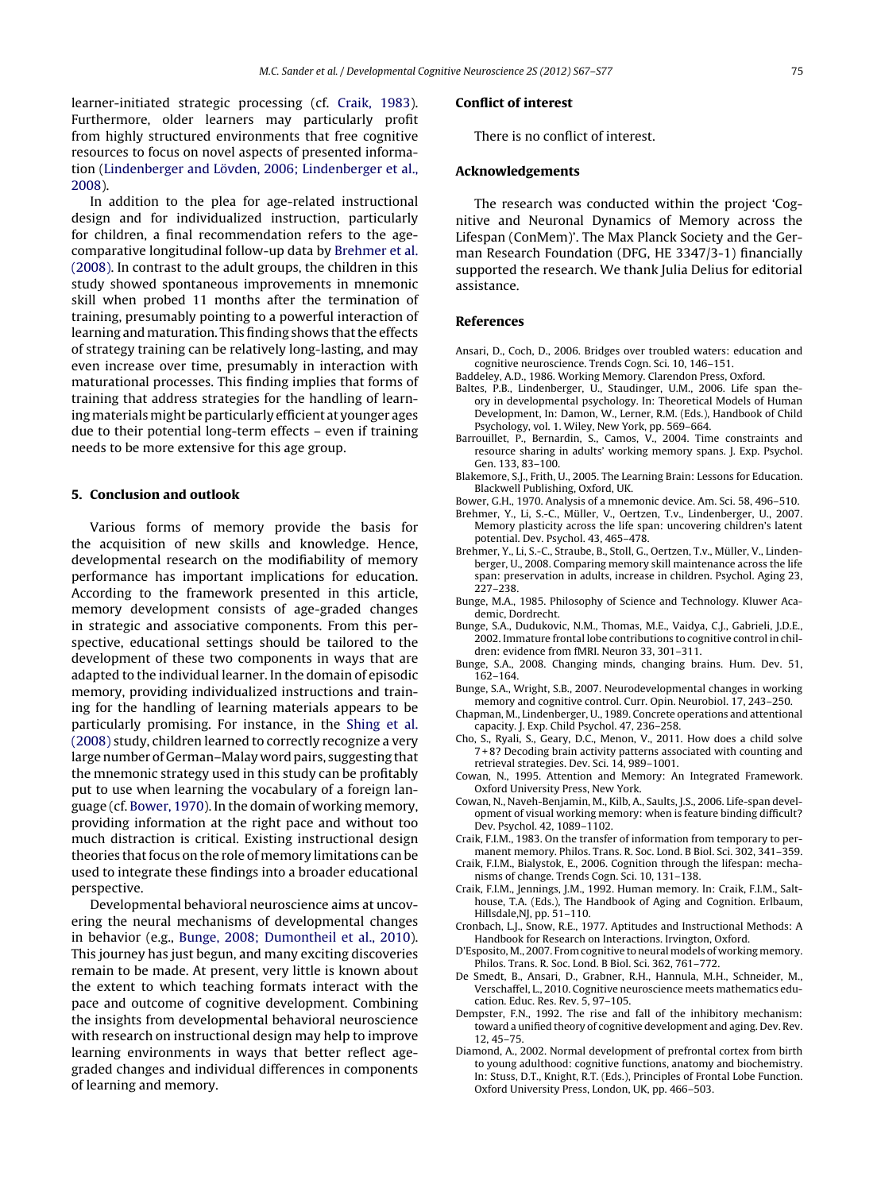learner-initiated strategic processing (cf. Craik, 1983). Furthermore, older learners may particularly profit from highly structured environments that free cognitive resources to focus on novel aspects of presented information (Lindenberger and Lövden, 2006; Lindenberger et al., 2008).

In addition to the plea for age-related instructional design and for individualized instruction, particularly for children, a final recommendation refers to the age-comparative longitudinal follow-up data by Brehmer et al. (2008). In contrast to the adult groups, the children in this study showed spontaneous improvements in mnemonic skill when probed 11 months after the termination of training, presumably pointing to a powerful interaction of learning and maturation. This finding shows that the effects of strategy training can be relatively long-lasting, and may even increase over time, presumably in interaction with maturational processes. This finding implies that forms of training that address strategies for the handling of learning materials might be particularly efficient at younger ages due to their potential long-term effects – even if training needs to be more extensive for this age group.

## 5. Conclusion and outlook

Various forms of memory provide the basis for the acquisition of new skills and knowledge. Hence, developmental research on the modifiability of memory performance has important implications for education. According to the framework presented in this article, memory development consists of age-graded changes in strategic and associative components. From this perspective, educational settings should be tailored to the development of these two components in ways that are adapted to the individual learner. In the domain of episodic memory, providing individualized instructions and training for the handling of learning materials appears to be particularly promising. For instance, in the Shing et al. (2008) study, children learned to correctly recognize a very large number of German–Malay word pairs, suggesting that the mnemonic strategy used in this study can be profitably put to use when learning the vocabulary of a foreign language (cf. Bower, 1970). In the domain of working memory, providing information at the right pace and without too much distraction is critical. Existing instructional design theories that focus on the role of memory limitations can be used to integrate these findings into a broader educational perspective.

Developmental behavioral neuroscience aims at uncovering the neural mechanisms of developmental changes in behavior (e.g., Bunge, 2008; Dumontheil et al., 2010). This journey has just begun, and many exciting discoveries remain to be made. At present, very little is known about the extent to which teaching formats interact with the pace and outcome of cognitive development. Combining the insights from developmental behavioral neuroscience with research on instructional design may help to improve learning environments in ways that better reflect age-graded changes and individual differences in components of learning and memory.

## Conflict of interest

There is no conflict of interest.

## Acknowledgements

The research was conducted within the project 'Cognitive and Neuronal Dynamics of Memory across the Lifespan (ConMem)'. The Max Planck Society and the German Research Foundation (DFG, HE 3347/3-1) financially supported the research. We thank Julia Delius for editorial assistance.

## References

Ansari, D., Coch, D., 2006. Bridges over troubled waters: education and cognitive neuroscience. Trends Cogn. Sci. 10, 146–151.

Baddeley, A.D., 1986. Working Memory. Clarendon Press, Oxford.

Baltes, P.B., Lindenberger, U., Staudinger, U.M., 2006. Life span theory in developmental psychology. In: Theoretical Models of Human Development, In: Damon, W., Lerner, R.M. (Eds.), Handbook of Child Psychology, vol. 1. Wiley, New York, pp. 569–664.

Barrouillet, P., Bernardin, S., Camos, V., 2004. Time constraints and resource sharing in adults' working memory spans. J. Exp. Psychol. Gen. 133, 83–100.

Blakemore, S.J., Frith, U., 2005. The Learning Brain: Lessons for Education. Blackwell Publishing, Oxford, UK.

Bower, G.H., 1970. Analysis of a mnemonic device. Am. Sci. 58, 496–510.

Brehmer, Y., Li, S.-C., Müller, V., Oertzen, T.v., Lindenberger, U., 2007. Memory plasticity across the life span: uncovering children's latent potential. Dev. Psychol. 43, 465–478.

Brehmer, Y., Li, S.-C., Straube, B., Stoll, G., Oertzen, T.v., Müller, V., Lindenberger, U., 2008. Comparing memory skill maintenance across the life span: preservation in adults, increase in children. Psychol. Aging 23, 227–238.

Bunge, M.A., 1985. Philosophy of Science and Technology. Kluwer Academic, Dordrecht.

Bunge, S.A., Dudukovic, N.M., Thomas, M.E., Vaidya, C.J., Gabrieli, J.D.E., 2002. Immature frontal lobe contributions to cognitive control in children: evidence from fMRI. Neuron 33, 301–311.

Bunge, S.A., 2008. Changing minds, changing brains. Hum. Dev. 51, 162–164.

Bunge, S.A., Wright, S.B., 2007. Neurodevelopmental changes in working memory and cognitive control. Curr. Opin. Neurobiol. 17, 243–250.

Chapman, M., Lindenberger, U., 1989. Concrete operations and attentional capacity. J. Exp. Child Psychol. 47, 236–258.

Cho, S., Ryali, S., Geary, D.C., Menon, V., 2011. How does a child solve 7+8? Decoding brain activity patterns associated with counting and retrieval strategies. Dev. Sci. 14, 989–1001.

Cowan, N., 1995. Attention and Memory: An Integrated Framework. Oxford University Press, New York.

Cowan, N., Naveh-Benjamin, M., Kilb, A., Saults, J.S., 2006. Life-span development of visual working memory: when is feature binding difficult? Dev. Psychol. 42, 1089–1102.

Craik, F.I.M., 1983. On the transfer of information from temporary to permanent memory. Philos. Trans. R. Soc. Lond. B Biol. Sci. 302, 341–359.

Craik, F.I.M., Bialystok, E., 2006. Cognition through the lifespan: mechanisms of change. Trends Cogn. Sci. 10, 131–138.

Craik, F.I.M., Jennings, J.M., 1992. Human memory. In: Craik, F.I.M., Salthouse, T.A. (Eds.), The Handbook of Aging and Cognition. Erlbaum, Hillsdale,NJ, pp. 51–110.

Cronbach, L.J., Snow, R.E., 1977. Aptitudes and Instructional Methods: A Handbook for Research on Interactions. Irvington, Oxford.

D'Esposito, M., 2007. From cognitive to neural models of working memory. Philos. Trans. R. Soc. Lond. B Biol. Sci. 362, 761–772.

De Smedt, B., Ansari, D., Grabner, R.H., Hannula, M.H., Schneider, M., Verschaffel, L., 2010. Cognitive neuroscience meets mathematics education. Educ. Res. Rev. 5, 97–105.

Dempster, F.N., 1992. The rise and fall of the inhibitory mechanism: toward a unified theory of cognitive development and aging. Dev. Rev. 12, 45–75.

Diamond, A., 2002. Normal development of prefrontal cortex from birth to young adulthood: cognitive functions, anatomy and biochemistry. In: Stuss, D.T., Knight, R.T. (Eds.), Principles of Frontal Lobe Function. Oxford University Press, London, UK, pp. 466–503.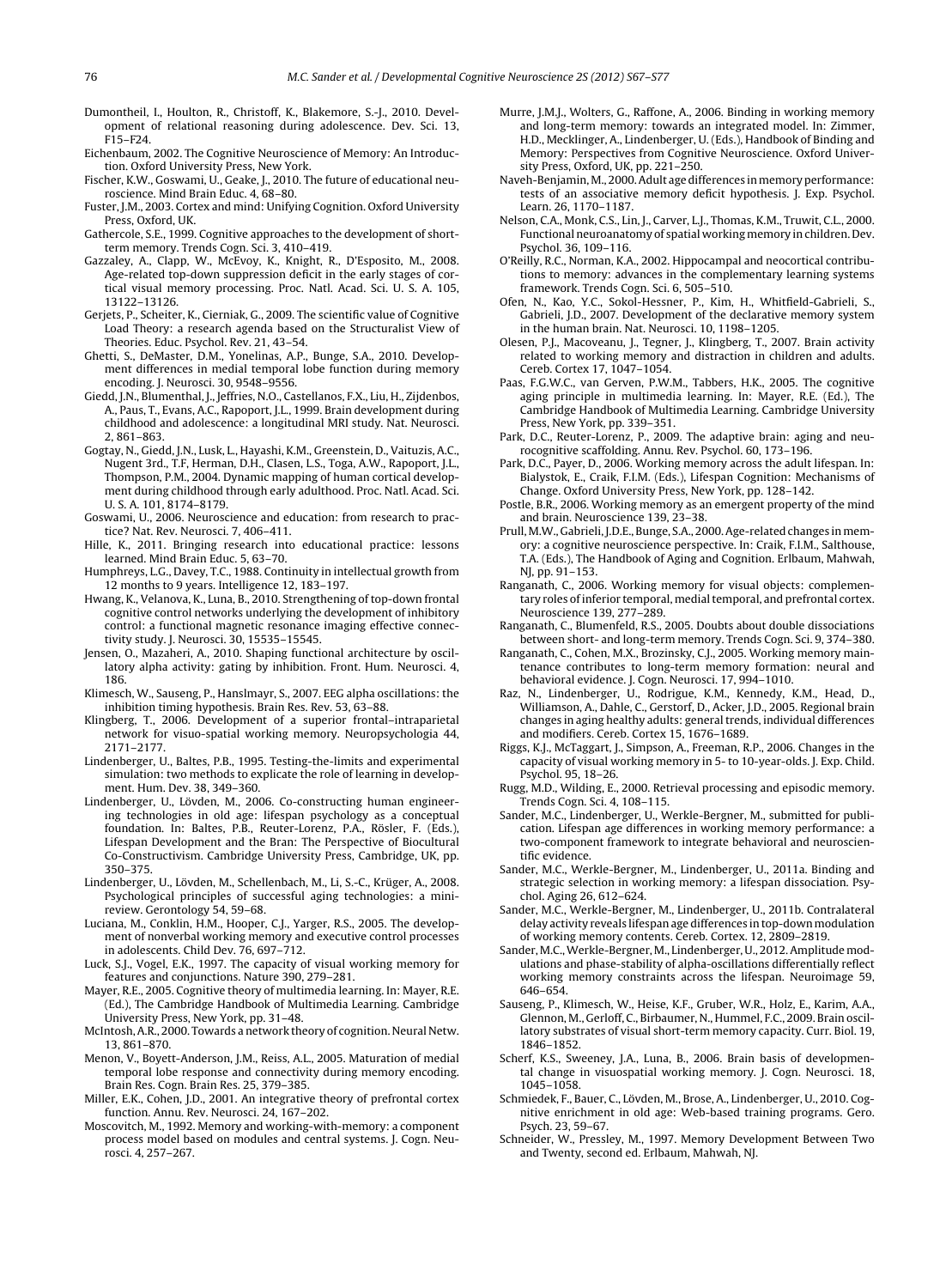Dumontheil, I., Houlton, R., Christoff, K., Blakemore, S.-J., 2010. Development of relational reasoning during adolescence. Dev. Sci. 13, F15–F24.

Eichenbaum, 2002. The Cognitive Neuroscience of Memory: An Introduction. Oxford University Press, New York.

Fischer, K.W., Goswami, U., Geake, J., 2010. The future of educational neuroscience. Mind Brain Educ. 4, 68–80.

Fuster, J.M., 2003. Cortex and mind: Unifying Cognition. Oxford University Press, Oxford, UK.

Gathercole, S.E., 1999. Cognitive approaches to the development of short-term memory. Trends Cogn. Sci. 3, 410–419.

Gazzaley, A., Clapp, W., McEvoy, K., Knight, R., D'Esposito, M., 2008. Age-related top-down suppression deficit in the early stages of cortical visual memory processing. Proc. Natl. Acad. Sci. U. S. A. 105, 13122–13126.

Gerjets, P., Scheiter, K., Cierniak, G., 2009. The scientific value of Cognitive Load Theory: a research agenda based on the Structuralist View of Theories. Educ. Psychol. Rev. 21, 43–54.

Ghetti, S., DeMaster, D.M., Yonelinas, A.P., Bunge, S.A., 2010. Development differences in medial temporal lobe function during memory encoding. J. Neurosci. 30, 9548–9556.

Giedd, J.N., Blumenthal, J., Jeffries, N.O., Castellanos, F.X., Liu, H., Zijdenbos, A., Paus, T., Evans, A.C., Rapoport, J.L., 1999. Brain development during childhood and adolescence: a longitudinal MRI study. Nat. Neurosci. 2, 861–863.

Gogtay, N., Giedd, J.N., Lusk, L., Hayashi, K.M., Greenstein, D., Vaituzis, A.C., Nugent 3rd., T.F, Herman, D.H., Clasen, L.S., Toga, A.W., Rapoport, J.L., Thompson, P.M., 2004. Dynamic mapping of human cortical development during childhood through early adulthood. Proc. Natl. Acad. Sci. U. S. A. 101, 8174–8179.

Goswami, U., 2006. Neuroscience and education: from research to practice? Nat. Rev. Neurosci. 7, 406–411.

Hille, K., 2011. Bringing research into educational practice: lessons learned. Mind Brain Educ. 5, 63–70.

Humphreys, L.G., Davey, T.C., 1988. Continuity in intellectual growth from 12 months to 9 years. Intelligence 12, 183–197.

Hwang, K., Velanova, K., Luna, B., 2010. Strengthening of top-down frontal cognitive control networks underlying the development of inhibitory control: a functional magnetic resonance imaging effective connectivity study. J. Neurosci. 30, 15535–15545.

Jensen, O., Mazaheri, A., 2010. Shaping functional architecture by oscillatory alpha activity: gating by inhibition. Front. Hum. Neurosci. 4, 186.

Klimesch, W., Sauseng, P., Hanslmayr, S., 2007. EEG alpha oscillations: the inhibition timing hypothesis. Brain Res. Rev. 53, 63–88.

Klingberg, T., 2006. Development of a superior frontal–intraparietal network for visuo-spatial working memory. Neuropsychologia 44, 2171–2177.

Lindenberger, U., Baltes, P.B., 1995. Testing-the-limits and experimental simulation: two methods to explicate the role of learning in development. Hum. Dev. 38, 349–360.

Lindenberger, U., Lövden, M., 2006. Co-constructing human engineering technologies in old age: lifespan psychology as a conceptual foundation. In: Baltes, P.B., Reuter-Lorenz, P.A., Rösler, F. (Eds.), Lifespan Development and the Bran: The Perspective of Biocultural Co-Constructivism. Cambridge University Press, Cambridge, UK, pp. 350–375.

Lindenberger, U., Lövden, M., Schellenbach, M., Li, S.-C., Krüger, A., 2008. Psychological principles of successful aging technologies: a mini-review. Gerontology 54, 59–68.

Luciana, M., Conklin, H.M., Hooper, C.J., Yarger, R.S., 2005. The development of nonverbal working memory and executive control processes in adolescents. Child Dev. 76, 697–712.

Luck, S.J., Vogel, E.K., 1997. The capacity of visual working memory for features and conjunctions. Nature 390, 279–281.

Mayer, R.E., 2005. Cognitive theory of multimedia learning. In: Mayer, R.E. (Ed.), The Cambridge Handbook of Multimedia Learning. Cambridge University Press, New York, pp. 31–48.

McIntosh, A.R., 2000. Towards a network theory of cognition. Neural Netw. 13, 861–870.

Menon, V., Boyett-Anderson, J.M., Reiss, A.L., 2005. Maturation of medial temporal lobe response and connectivity during memory encoding. Brain Res. Cogn. Brain Res. 25, 379–385.

Miller, E.K., Cohen, J.D., 2001. An integrative theory of prefrontal cortex function. Annu. Rev. Neurosci. 24, 167–202.

Moscovitch, M., 1992. Memory and working-with-memory: a component process model based on modules and central systems. J. Cogn. Neurosci. 4, 257–267.

Murre, J.M.J., Wolters, G., Raffone, A., 2006. Binding in working memory and long-term memory: towards an integrated model. In: Zimmer, H.D., Mecklinger, A., Lindenberger, U. (Eds.), Handbook of Binding and Memory: Perspectives from Cognitive Neuroscience. Oxford University Press, Oxford, UK, pp. 221–250.

Naveh-Benjamin, M., 2000. Adult age differences in memory performance: tests of an associative memory deficit hypothesis. J. Exp. Psychol. Learn. 26, 1170–1187.

Nelson, C.A., Monk, C.S., Lin, J., Carver, L.J., Thomas, K.M., Truwit, C.L., 2000. Functional neuroanatomy of spatial working memory in children. Dev. Psychol. 36, 109–116.

O'Reilly, R.C., Norman, K.A., 2002. Hippocampal and neocortical contributions to memory: advances in the complementary learning systems framework. Trends Cogn. Sci. 6, 505–510.

Ofen, N., Kao, Y.C., Sokol-Hessner, P., Kim, H., Whitfield-Gabrieli, S., Gabrieli, J.D., 2007. Development of the declarative memory system in the human brain. Nat. Neurosci. 10, 1198–1205.

Olesen, P.J., Macoveanu, J., Tegner, J., Klingberg, T., 2007. Brain activity related to working memory and distraction in children and adults. Cereb. Cortex 17, 1047–1054.

Paas, F.G.W.C., van Gerven, P.W.M., Tabbers, H.K., 2005. The cognitive aging principle in multimedia learning. In: Mayer, R.E. (Ed.), The Cambridge Handbook of Multimedia Learning. Cambridge University Press, New York, pp. 339–351.

Park, D.C., Reuter-Lorenz, P., 2009. The adaptive brain: aging and neurocognitive scaffolding. Annu. Rev. Psychol. 60, 173–196.

Park, D.C., Payer, D., 2006. Working memory across the adult lifespan. In: Bialystok, E., Craik, F.I.M. (Eds.), Lifespan Cognition: Mechanisms of Change. Oxford University Press, New York, pp. 128–142.

Postle, B.R., 2006. Working memory as an emergent property of the mind and brain. Neuroscience 139, 23–38.

Prull, M.W., Gabrieli, J.D.E., Bunge, S.A., 2000. Age-related changes in memory: a cognitive neuroscience perspective. In: Craik, F.I.M., Salthouse, T.A. (Eds.), The Handbook of Aging and Cognition. Erlbaum, Mahwah, NJ, pp. 91–153.

Ranganath, C., 2006. Working memory for visual objects: complementary roles of inferior temporal, medial temporal, and prefrontal cortex. Neuroscience 139, 277–289.

Ranganath, C., Blumenfeld, R.S., 2005. Doubts about double dissociations between short- and long-term memory. Trends Cogn. Sci. 9, 374–380.

Ranganath, C., Cohen, M.X., Brozinsky, C.J., 2005. Working memory maintenance contributes to long-term memory formation: neural and behavioral evidence. J. Cogn. Neurosci. 17, 994–1010.

Raz, N., Lindenberger, U., Rodrigue, K.M., Kennedy, K.M., Head, D., Williamson, A., Dahle, C., Gerstorf, D., Acker, J.D., 2005. Regional brain changes in aging healthy adults: general trends, individual differences and modifiers. Cereb. Cortex 15, 1676–1689.

Riggs, K.J., McTaggart, J., Simpson, A., Freeman, R.P., 2006. Changes in the capacity of visual working memory in 5- to 10-year-olds. J. Exp. Child. Psychol. 95, 18–26.

Rugg, M.D., Wilding, E., 2000. Retrieval processing and episodic memory. Trends Cogn. Sci. 4, 108–115.

Sander, M.C., Lindenberger, U., Werkle-Bergner, M., submitted for publication. Lifespan age differences in working memory performance: a two-component framework to integrate behavioral and neuroscientific evidence.

Sander, M.C., Werkle-Bergner, M., Lindenberger, U., 2011a. Binding and strategic selection in working memory: a lifespan dissociation. Psychol. Aging 26, 612–624.

Sander, M.C., Werkle-Bergner, M., Lindenberger, U., 2011b. Contralateral delay activity reveals lifespan age differences in top-down modulation of working memory contents. Cereb. Cortex. 12, 2809–2819.

Sander, M.C., Werkle-Bergner, M., Lindenberger, U., 2012. Amplitude modulations and phase-stability of alpha-oscillations differentially reflect working memory constraints across the lifespan. Neuroimage 59, 646–654.

Sauseng, P., Klimesch, W., Heise, K.F., Gruber, W.R., Holz, E., Karim, A.A., Glennon, M., Gerloff, C., Birbaumer, N., Hummel, F.C., 2009. Brain oscillatory substrates of visual short-term memory capacity. Curr. Biol. 19, 1846–1852.

Scherf, K.S., Sweeney, J.A., Luna, B., 2006. Brain basis of developmental change in visuospatial working memory. J. Cogn. Neurosci. 18, 1045–1058.

Schmiedek, F., Bauer, C., Lövden, M., Brose, A., Lindenberger, U., 2010. Cognitive enrichment in old age: Web-based training programs. Gero. Psych. 23, 59–67.

Schneider, W., Pressley, M., 1997. Memory Development Between Two and Twenty, second ed. Erlbaum, Mahwah, NJ.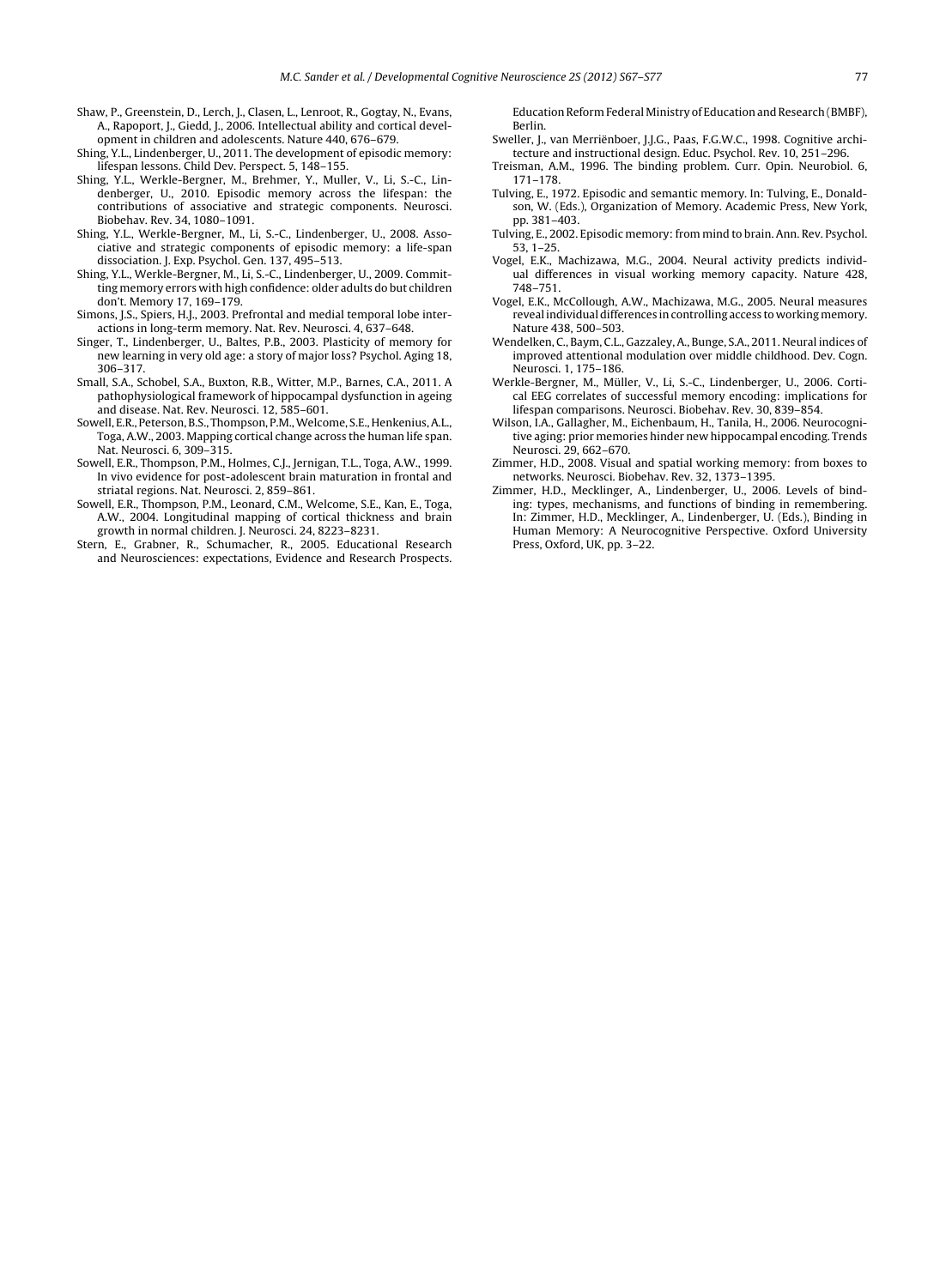Shaw, P., Greenstein, D., Lerch, J., Clasen, L., Lenroot, R., Gogtay, N., Evans, A., Rapoport, J., Giedd, J., 2006. Intellectual ability and cortical development in children and adolescents. Nature 440, 676–679.

Shing, Y.L., Lindenberger, U., 2011. The development of episodic memory: lifespan lessons. Child Dev. Perspect. 5, 148–155.

Shing, Y.L., Werkle-Bergner, M., Brehmer, Y., Muller, V., Li, S.-C., Lindenberger, U., 2010. Episodic memory across the lifespan: the contributions of associative and strategic components. Neurosci. Biobehav. Rev. 34, 1080–1091.

Shing, Y.L., Werkle-Bergner, M., Li, S.-C., Lindenberger, U., 2008. Associative and strategic components of episodic memory: a life-span dissociation. J. Exp. Psychol. Gen. 137, 495–513.

Shing, Y.L., Werkle-Bergner, M., Li, S.-C., Lindenberger, U., 2009. Committing memory errors with high confidence: older adults do but children don't. Memory 17, 169–179.

Simons, J.S., Spiers, H.J., 2003. Prefrontal and medial temporal lobe interactions in long-term memory. Nat. Rev. Neurosci. 4, 637–648.

Singer, T., Lindenberger, U., Baltes, P.B., 2003. Plasticity of memory for new learning in very old age: a story of major loss? Psychol. Aging 18, 306–317.

Small, S.A., Schobel, S.A., Buxton, R.B., Witter, M.P., Barnes, C.A., 2011. A pathophysiological framework of hippocampal dysfunction in ageing and disease. Nat. Rev. Neurosci. 12, 585–601.

Sowell, E.R., Peterson, B.S., Thompson, P.M., Welcome, S.E., Henkenius, A.L., Toga, A.W., 2003. Mapping cortical change across the human life span. Nat. Neurosci. 6, 309–315.

Sowell, E.R., Thompson, P.M., Holmes, C.J., Jernigan, T.L., Toga, A.W., 1999. In vivo evidence for post-adolescent brain maturation in frontal and striatal regions. Nat. Neurosci. 2, 859–861.

Sowell, E.R., Thompson, P.M., Leonard, C.M., Welcome, S.E., Kan, E., Toga, A.W., 2004. Longitudinal mapping of cortical thickness and brain growth in normal children. J. Neurosci. 24, 8223–8231.

Stern, E., Grabner, R., Schumacher, R., 2005. Educational Research and Neurosciences: expectations, Evidence and Research Prospects. Education Reform Federal Ministry of Education and Research (BMBF), Berlin.

Sweller, J., van Merriënboer, J.J.G., Paas, F.G.W.C., 1998. Cognitive architecture and instructional design. Educ. Psychol. Rev. 10, 251–296.

Treisman, A.M., 1996. The binding problem. Curr. Opin. Neurobiol. 6, 171–178.

Tulving, E., 1972. Episodic and semantic memory. In: Tulving, E., Donaldson, W. (Eds.), Organization of Memory. Academic Press, New York, pp. 381–403.

Tulving, E., 2002. Episodic memory: from mind to brain. Ann. Rev. Psychol. 53, 1–25.

Vogel, E.K., Machizawa, M.G., 2004. Neural activity predicts individual differences in visual working memory capacity. Nature 428, 748–751.

Vogel, E.K., McCollough, A.W., Machizawa, M.G., 2005. Neural measures reveal individual differences in controlling access to working memory. Nature 438, 500–503.

Wendelken, C., Baym, C.L., Gazzaley, A., Bunge, S.A., 2011. Neural indices of improved attentional modulation over middle childhood. Dev. Cogn. Neurosci. 1, 175–186.

Werkle-Bergner, M., Müller, V., Li, S.-C., Lindenberger, U., 2006. Cortical EEG correlates of successful memory encoding: implications for lifespan comparisons. Neurosci. Biobehav. Rev. 30, 839–854.

Wilson, I.A., Gallagher, M., Eichenbaum, H., Tanila, H., 2006. Neurocognitive aging: prior memories hinder new hippocampal encoding. Trends Neurosci. 29, 662–670.

Zimmer, H.D., 2008. Visual and spatial working memory: from boxes to networks. Neurosci. Biobehav. Rev. 32, 1373–1395.

Zimmer, H.D., Mecklinger, A., Lindenberger, U., 2006. Levels of binding: types, mechanisms, and functions of binding in remembering. In: Zimmer, H.D., Mecklinger, A., Lindenberger, U. (Eds.), Binding in Human Memory: A Neurocognitive Perspective. Oxford University Press, Oxford, UK, pp. 3–22.